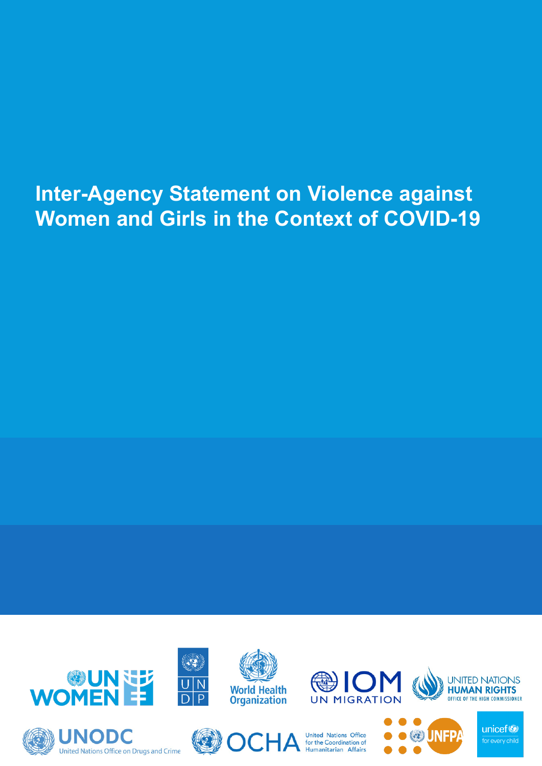# Inter-Agency Statement on Violence against Women and Girls in the Context of COVID-19

UN WOMEN

UNDP

World Health Organization

IOM UN MIGRATION

UNITED NATIONS HUMAN RIGHTS OFFICE OF THE HIGH COMMISSIONER

UNODC United Nations Office on Drugs and Crime

OCHA United Nations Office for the Coordination of Humanitarian Affairs

UNFPA

unicef for every child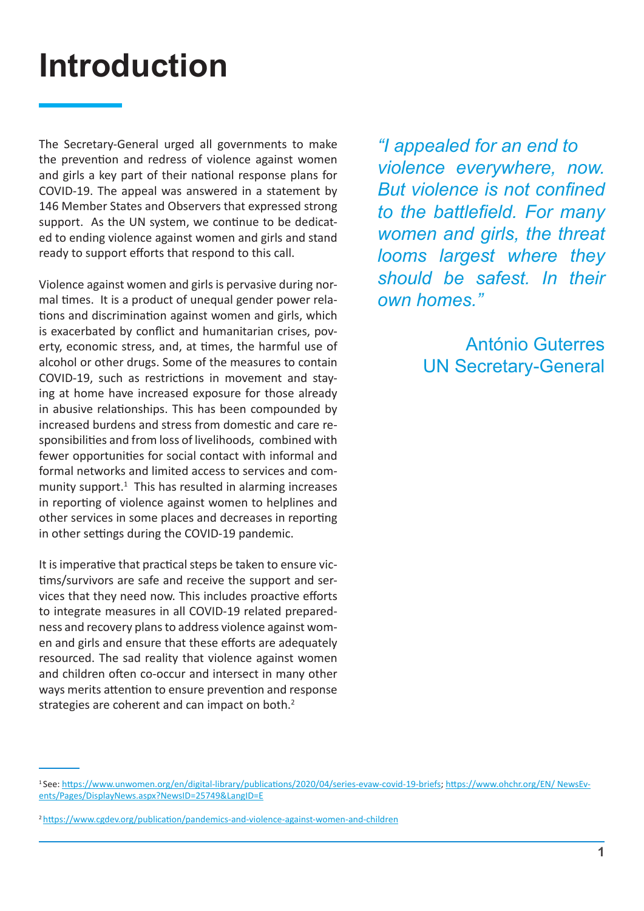# Introduction

The Secretary-General urged all governments to make the prevention and redress of violence against women and girls a key part of their national response plans for COVID-19. The appeal was answered in a statement by 146 Member States and Observers that expressed strong support. As the UN system, we continue to be dedicated to ending violence against women and girls and stand ready to support efforts that respond to this call.

> *"I appealed for an end to violence everywhere, now. But violence is not confined to the battlefield. For many women and girls, the threat looms largest where they should be safest. In their own homes."*
>
> António Guterres
> UN Secretary-General

Violence against women and girls is pervasive during normal times. It is a product of unequal gender power relations and discrimination against women and girls, which is exacerbated by conflict and humanitarian crises, poverty, economic stress, and, at times, the harmful use of alcohol or other drugs. Some of the measures to contain COVID-19, such as restrictions in movement and staying at home have increased exposure for those already in abusive relationships. This has been compounded by increased burdens and stress from domestic and care responsibilities and from loss of livelihoods, combined with fewer opportunities for social contact with informal and formal networks and limited access to services and community support.[1] This has resulted in alarming increases in reporting of violence against women to helplines and other services in some places and decreases in reporting in other settings during the COVID-19 pandemic.

It is imperative that practical steps be taken to ensure victims/survivors are safe and receive the support and services that they need now. This includes proactive efforts to integrate measures in all COVID-19 related preparedness and recovery plans to address violence against women and girls and ensure that these efforts are adequately resourced. The sad reality that violence against women and children often co-occur and intersect in many other ways merits attention to ensure prevention and response strategies are coherent and can impact on both.[2]

---

[1] See: https://www.unwomen.org/en/digital-library/publications/2020/04/series-evaw-covid-19-briefs; https://www.ohchr.org/EN/ NewsEvents/Pages/DisplayNews.aspx?NewsID=25749&LangID=E

[2] https://www.cgdev.org/publication/pandemics-and-violence-against-women-and-children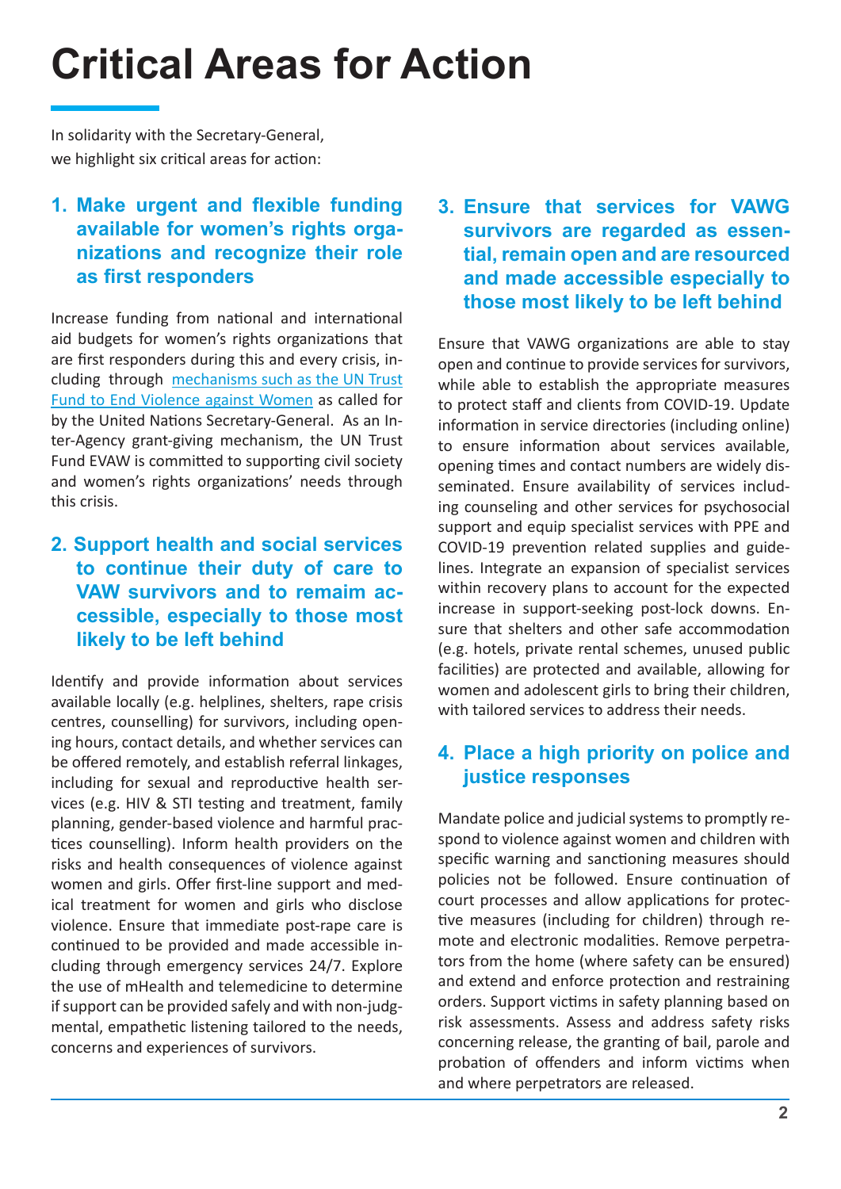# Critical Areas for Action

In solidarity with the Secretary-General, we highlight six critical areas for action:

## 1. Make urgent and flexible funding available for women's rights organizations and recognize their role as first responders

Increase funding from national and international aid budgets for women's rights organizations that are first responders during this and every crisis, including through [mechanisms such as the UN Trust Fund to End Violence against Women] as called for by the United Nations Secretary-General. As an Inter-Agency grant-giving mechanism, the UN Trust Fund EVAW is committed to supporting civil society and women's rights organizations' needs through this crisis.

## 2. Support health and social services to continue their duty of care to VAW survivors and to remaim accessible, especially to those most likely to be left behind

Identify and provide information about services available locally (e.g. helplines, shelters, rape crisis centres, counselling) for survivors, including opening hours, contact details, and whether services can be offered remotely, and establish referral linkages, including for sexual and reproductive health services (e.g. HIV & STI testing and treatment, family planning, gender-based violence and harmful practices counselling). Inform health providers on the risks and health consequences of violence against women and girls. Offer first-line support and medical treatment for women and girls who disclose violence. Ensure that immediate post-rape care is continued to be provided and made accessible including through emergency services 24/7. Explore the use of mHealth and telemedicine to determine if support can be provided safely and with non-judgmental, empathetic listening tailored to the needs, concerns and experiences of survivors.

## 3. Ensure that services for VAWG survivors are regarded as essential, remain open and are resourced and made accessible especially to those most likely to be left behind

Ensure that VAWG organizations are able to stay open and continue to provide services for survivors, while able to establish the appropriate measures to protect staff and clients from COVID-19. Update information in service directories (including online) to ensure information about services available, opening times and contact numbers are widely disseminated. Ensure availability of services including counseling and other services for psychosocial support and equip specialist services with PPE and COVID-19 prevention related supplies and guidelines. Integrate an expansion of specialist services within recovery plans to account for the expected increase in support-seeking post-lock downs. Ensure that shelters and other safe accommodation (e.g. hotels, private rental schemes, unused public facilities) are protected and available, allowing for women and adolescent girls to bring their children, with tailored services to address their needs.

## 4. Place a high priority on police and justice responses

Mandate police and judicial systems to promptly respond to violence against women and children with specific warning and sanctioning measures should policies not be followed. Ensure continuation of court processes and allow applications for protective measures (including for children) through remote and electronic modalities. Remove perpetrators from the home (where safety can be ensured) and extend and enforce protection and restraining orders. Support victims in safety planning based on risk assessments. Assess and address safety risks concerning release, the granting of bail, parole and probation of offenders and inform victims when and where perpetrators are released.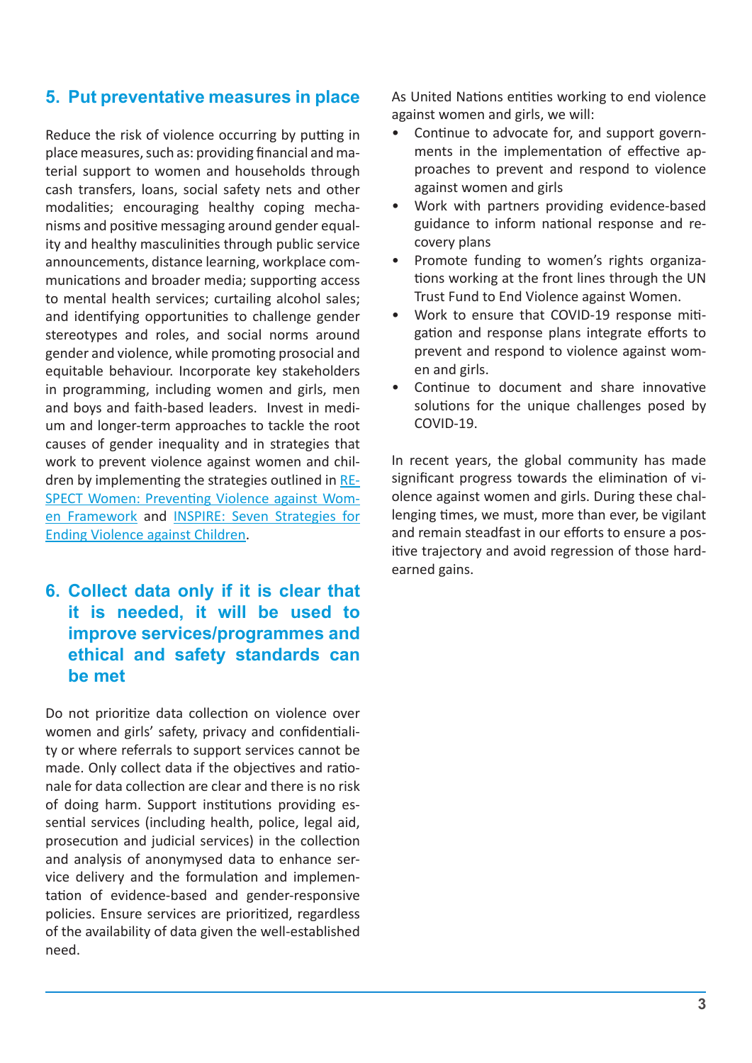## 5. Put preventative measures in place

Reduce the risk of violence occurring by putting in place measures, such as: providing financial and material support to women and households through cash transfers, loans, social safety nets and other modalities; encouraging healthy coping mechanisms and positive messaging around gender equality and healthy masculinities through public service announcements, distance learning, workplace communications and broader media; supporting access to mental health services; curtailing alcohol sales; and identifying opportunities to challenge gender stereotypes and roles, and social norms around gender and violence, while promoting prosocial and equitable behaviour. Incorporate key stakeholders in programming, including women and girls, men and boys and faith-based leaders. Invest in medium and longer-term approaches to tackle the root causes of gender inequality and in strategies that work to prevent violence against women and children by implementing the strategies outlined in [RESPECT Women: Preventing Violence against Women Framework]() and [INSPIRE: Seven Strategies for Ending Violence against Children]().

## 6. Collect data only if it is clear that it is needed, it will be used to improve services/programmes and ethical and safety standards can be met

Do not prioritize data collection on violence over women and girls' safety, privacy and confidentiality or where referrals to support services cannot be made. Only collect data if the objectives and rationale for data collection are clear and there is no risk of doing harm. Support institutions providing essential services (including health, police, legal aid, prosecution and judicial services) in the collection and analysis of anonymysed data to enhance service delivery and the formulation and implementation of evidence-based and gender-responsive policies. Ensure services are prioritized, regardless of the availability of data given the well-established need.

As United Nations entities working to end violence against women and girls, we will:

- Continue to advocate for, and support governments in the implementation of effective approaches to prevent and respond to violence against women and girls
- Work with partners providing evidence-based guidance to inform national response and recovery plans
- Promote funding to women's rights organizations working at the front lines through the UN Trust Fund to End Violence against Women.
- Work to ensure that COVID-19 response mitigation and response plans integrate efforts to prevent and respond to violence against women and girls.
- Continue to document and share innovative solutions for the unique challenges posed by COVID-19.

In recent years, the global community has made significant progress towards the elimination of violence against women and girls. During these challenging times, we must, more than ever, be vigilant and remain steadfast in our efforts to ensure a positive trajectory and avoid regression of those hard-earned gains.